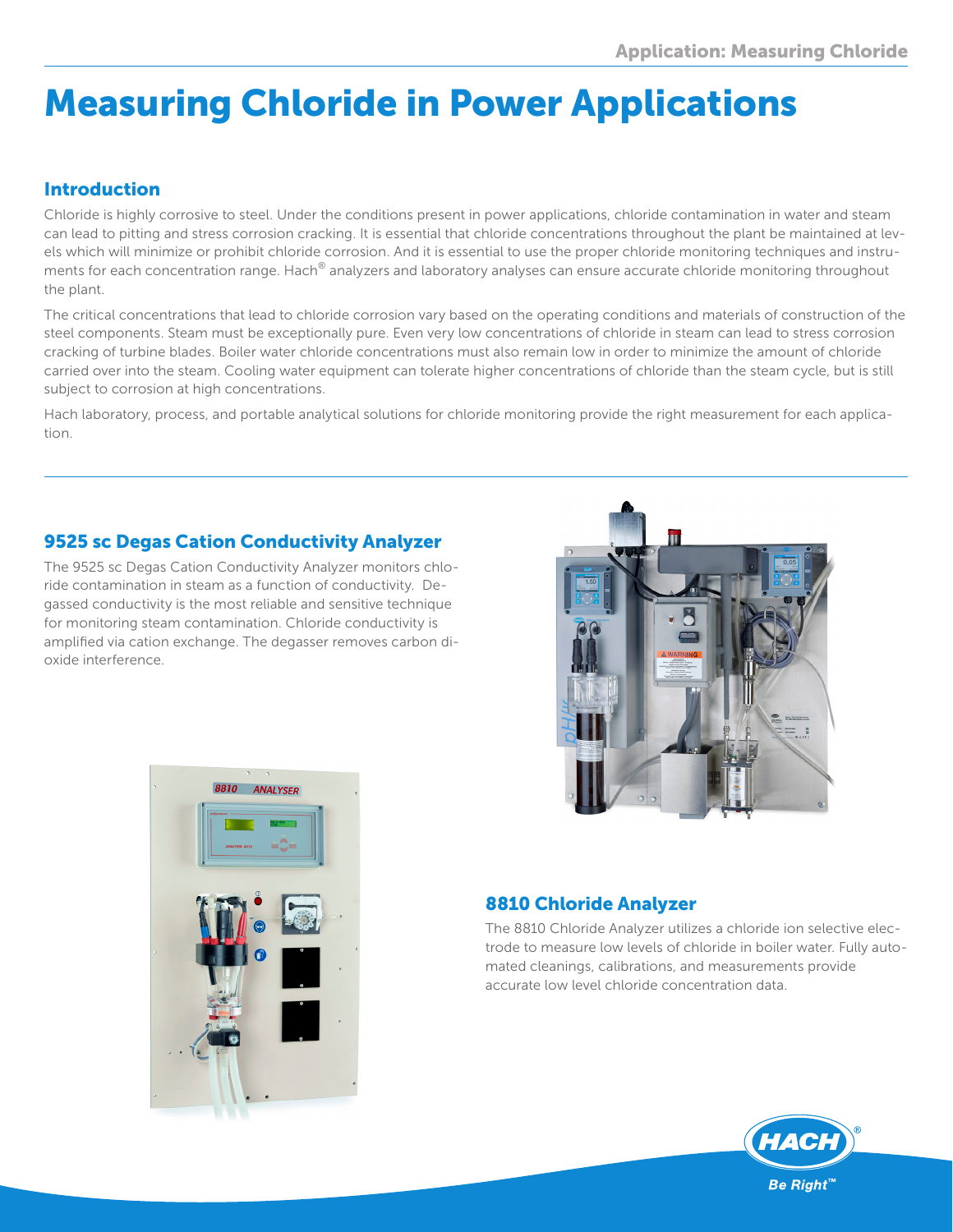# Measuring Chloride in Power Applications

## Introduction

Chloride is highly corrosive to steel. Under the conditions present in power applications, chloride contamination in water and steam can lead to pitting and stress corrosion cracking. It is essential that chloride concentrations throughout the plant be maintained at levels which will minimize or prohibit chloride corrosion. And it is essential to use the proper chloride monitoring techniques and instruments for each concentration range. Hach® analyzers and laboratory analyses can ensure accurate chloride monitoring throughout the plant.

The critical concentrations that lead to chloride corrosion vary based on the operating conditions and materials of construction of the steel components. Steam must be exceptionally pure. Even very low concentrations of chloride in steam can lead to stress corrosion cracking of turbine blades. Boiler water chloride concentrations must also remain low in order to minimize the amount of chloride carried over into the steam. Cooling water equipment can tolerate higher concentrations of chloride than the steam cycle, but is still subject to corrosion at high concentrations.

Hach laboratory, process, and portable analytical solutions for chloride monitoring provide the right measurement for each application.

## 9525 sc Degas Cation Conductivity Analyzer

The 9525 sc Degas Cation Conductivity Analyzer monitors chloride contamination in steam as a function of conductivity. Degassed conductivity is the most reliable and sensitive technique for monitoring steam contamination. Chloride conductivity is amplified via cation exchange. The degasser removes carbon dioxide interference.

## 8810 Chloride Analyzer

The 8810 Chloride Analyzer utilizes a chloride ion selective electrode to measure low levels of chloride in boiler water. Fully automated cleanings, calibrations, and measurements provide accurate low level chloride concentration data.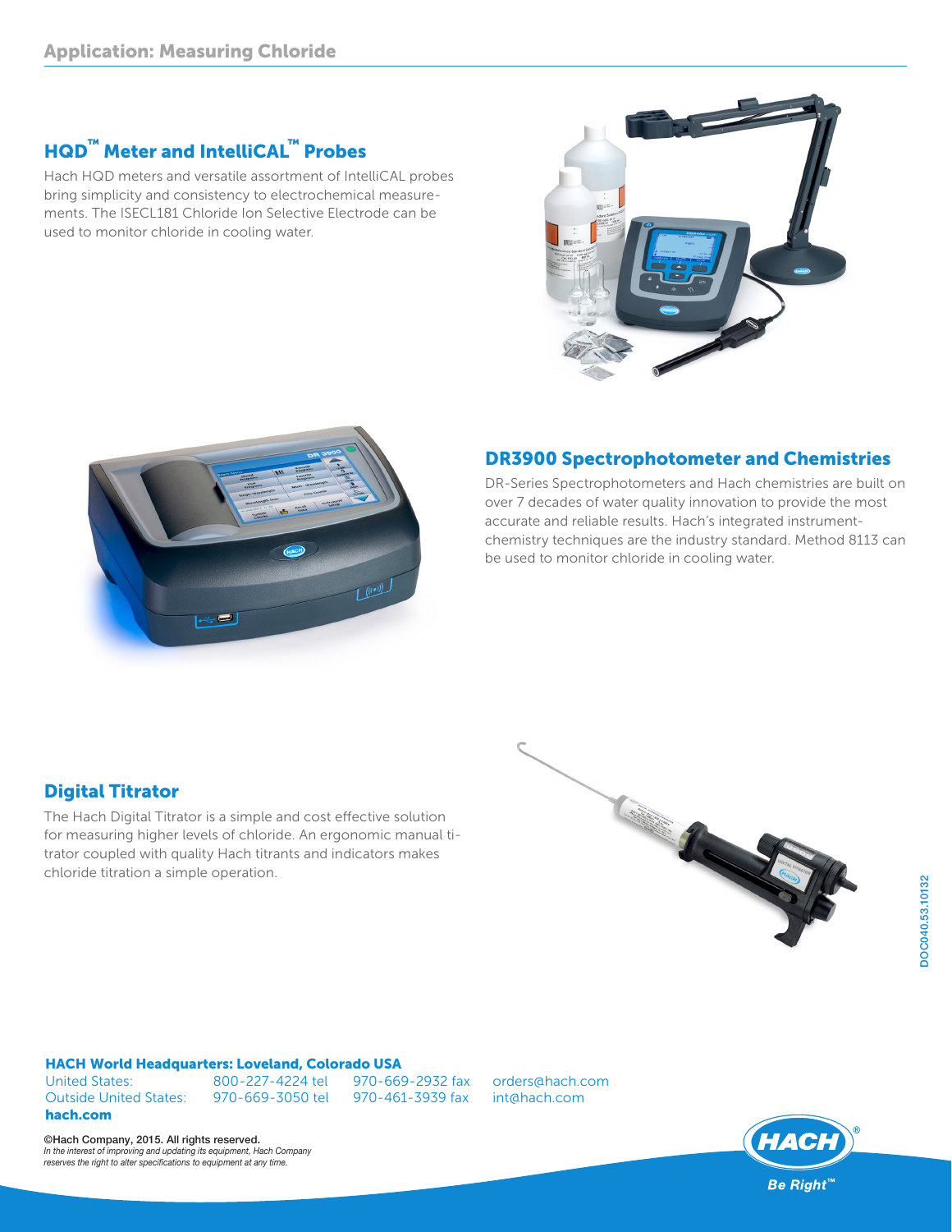## Application: Measuring Chloride

### HQD™ Meter and IntelliCAL™ Probes

Hach HQD meters and versatile assortment of IntelliCAL probes bring simplicity and consistency to electrochemical measurements. The ISECL181 Chloride Ion Selective Electrode can be used to monitor chloride in cooling water.

### DR3900 Spectrophotometer and Chemistries

DR-Series Spectrophotometers and Hach chemistries are built on over 7 decades of water quality innovation to provide the most accurate and reliable results. Hach's integrated instrument-chemistry techniques are the industry standard. Method 8113 can be used to monitor chloride in cooling water.

### Digital Titrator

The Hach Digital Titrator is a simple and cost effective solution for measuring higher levels of chloride. An ergonomic manual titrator coupled with quality Hach titrants and indicators makes chloride titration a simple operation.

DOC040.53.10132

**HACH World Headquarters: Loveland, Colorado USA**

| | | | |
|---|---|---|---|
| United States: | 800-227-4224 tel | 970-669-2932 fax | orders@hach.com |
| Outside United States: | 970-669-3050 tel | 970-461-3939 fax | int@hach.com |

**hach.com**

©Hach Company, 2015. All rights reserved.
*In the interest of improving and updating its equipment, Hach Company reserves the right to alter specifications to equipment at any time.*

HACH® Be Right™